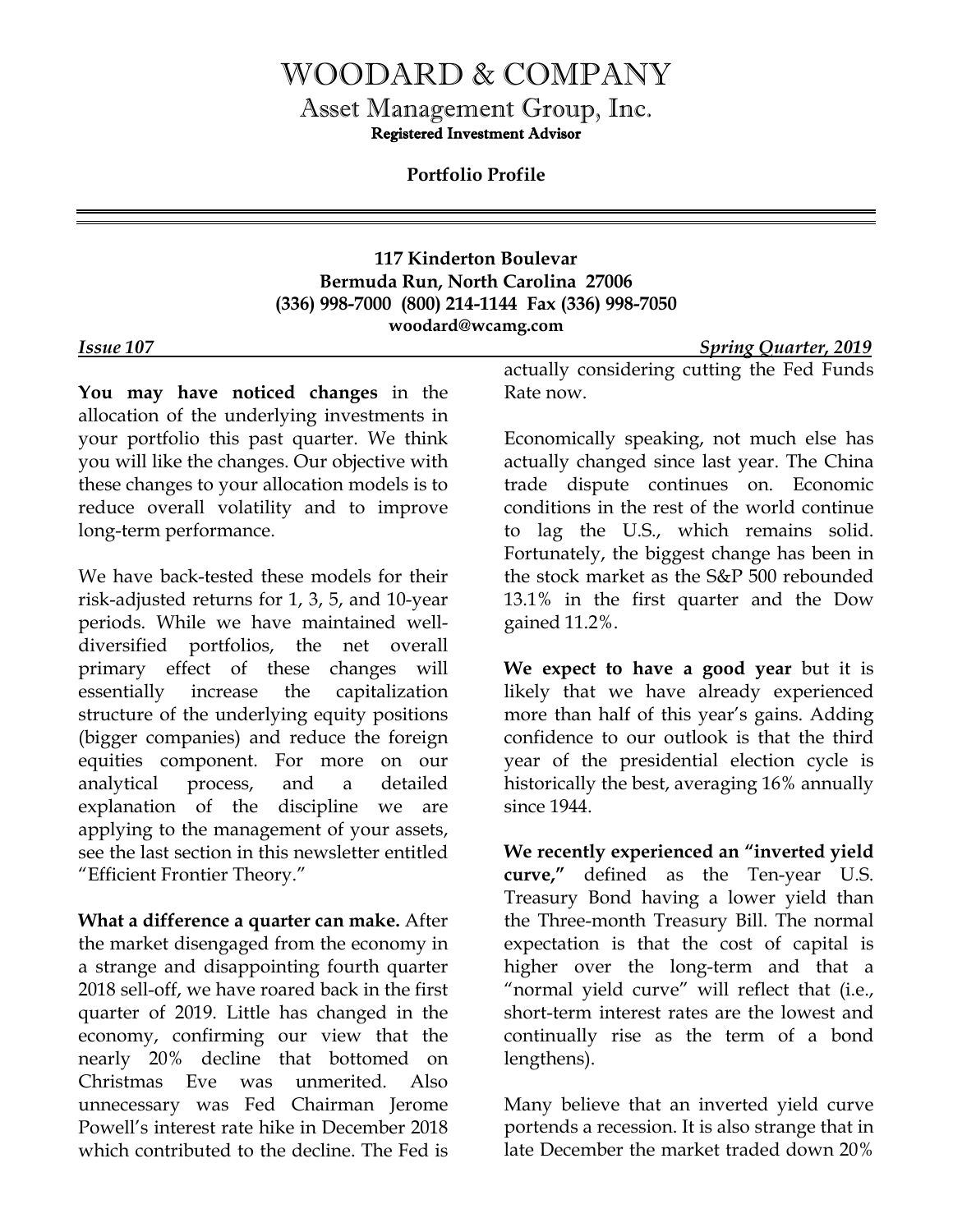# WOODARD & COMPANY

## Asset Management Group, Inc.

**Registered Investment Advisor**

**Portfolio Profile**

---

**117 Kinderton Boulevar**
**Bermuda Run, North Carolina 27006**
**(336) 998-7000 (800) 214-1144 Fax (336) 998-7050**
**woodard@wcamg.com**

***Issue 107*** ***Spring Quarter, 2019***

**You may have noticed changes** in the allocation of the underlying investments in your portfolio this past quarter. We think you will like the changes. Our objective with these changes to your allocation models is to reduce overall volatility and to improve long-term performance.

We have back-tested these models for their risk-adjusted returns for 1, 3, 5, and 10-year periods. While we have maintained well-diversified portfolios, the net overall primary effect of these changes will essentially increase the capitalization structure of the underlying equity positions (bigger companies) and reduce the foreign equities component. For more on our analytical process, and a detailed explanation of the discipline we are applying to the management of your assets, see the last section in this newsletter entitled "Efficient Frontier Theory."

**What a difference a quarter can make.** After the market disengaged from the economy in a strange and disappointing fourth quarter 2018 sell-off, we have roared back in the first quarter of 2019. Little has changed in the economy, confirming our view that the nearly 20% decline that bottomed on Christmas Eve was unmerited. Also unnecessary was Fed Chairman Jerome Powell's interest rate hike in December 2018 which contributed to the decline. The Fed is actually considering cutting the Fed Funds Rate now.

Economically speaking, not much else has actually changed since last year. The China trade dispute continues on. Economic conditions in the rest of the world continue to lag the U.S., which remains solid. Fortunately, the biggest change has been in the stock market as the S&P 500 rebounded 13.1% in the first quarter and the Dow gained 11.2%.

**We expect to have a good year** but it is likely that we have already experienced more than half of this year's gains. Adding confidence to our outlook is that the third year of the presidential election cycle is historically the best, averaging 16% annually since 1944.

**We recently experienced an "inverted yield curve,"** defined as the Ten-year U.S. Treasury Bond having a lower yield than the Three-month Treasury Bill. The normal expectation is that the cost of capital is higher over the long-term and that a "normal yield curve" will reflect that (i.e., short-term interest rates are the lowest and continually rise as the term of a bond lengthens).

Many believe that an inverted yield curve portends a recession. It is also strange that in late December the market traded down 20%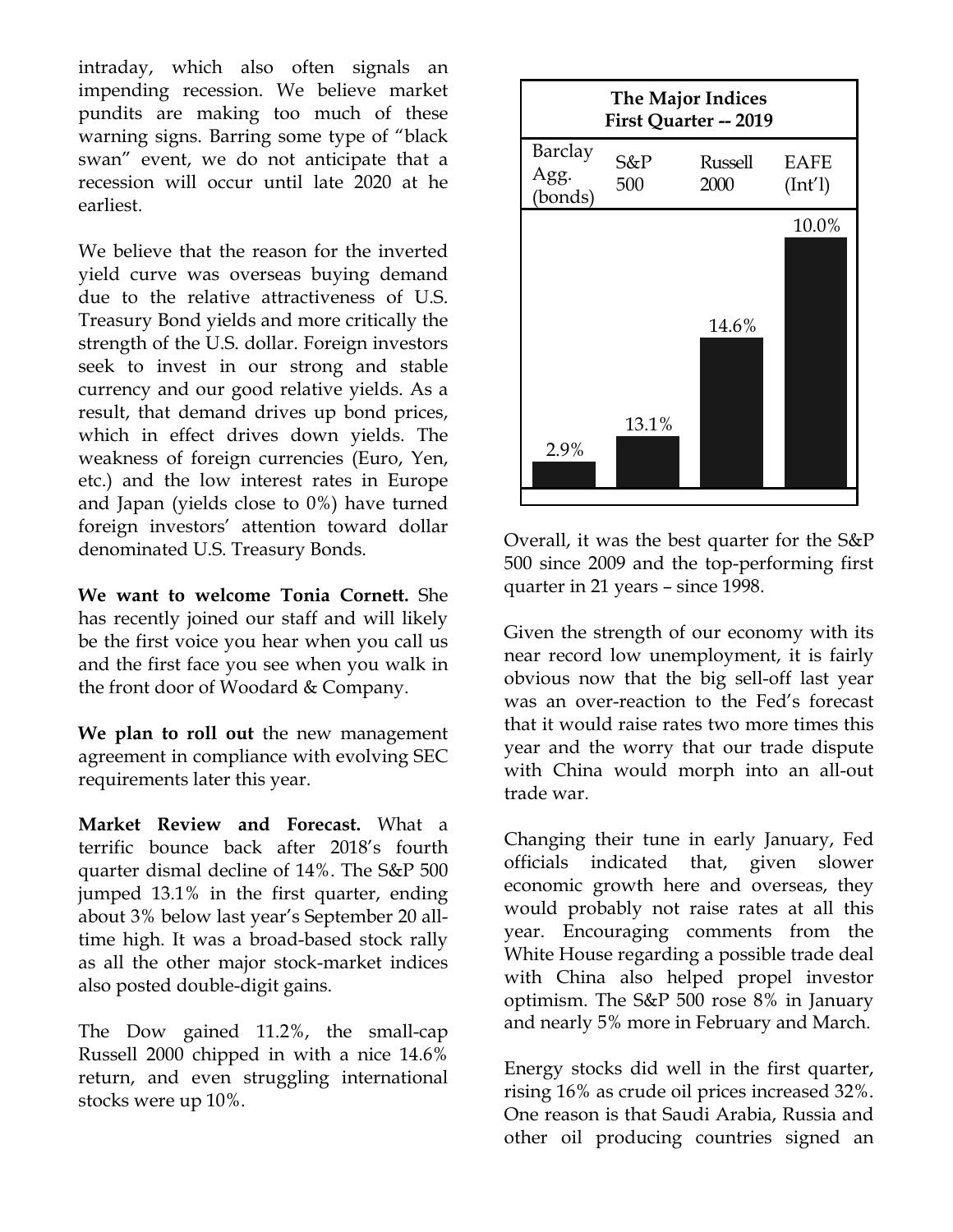intraday, which also often signals an impending recession. We believe market pundits are making too much of these warning signs. Barring some type of "black swan" event, we do not anticipate that a recession will occur until late 2020 at he earliest.

We believe that the reason for the inverted yield curve was overseas buying demand due to the relative attractiveness of U.S. Treasury Bond yields and more critically the strength of the U.S. dollar. Foreign investors seek to invest in our strong and stable currency and our good relative yields. As a result, that demand drives up bond prices, which in effect drives down yields. The weakness of foreign currencies (Euro, Yen, etc.) and the low interest rates in Europe and Japan (yields close to 0%) have turned foreign investors' attention toward dollar denominated U.S. Treasury Bonds.

**We want to welcome Tonia Cornett.** She has recently joined our staff and will likely be the first voice you hear when you call us and the first face you see when you walk in the front door of Woodard & Company.

**We plan to roll out** the new management agreement in compliance with evolving SEC requirements later this year.

**Market Review and Forecast.** What a terrific bounce back after 2018's fourth quarter dismal decline of 14%. The S&P 500 jumped 13.1% in the first quarter, ending about 3% below last year's September 20 all-time high. It was a broad-based stock rally as all the other major stock-market indices also posted double-digit gains.

The Dow gained 11.2%, the small-cap Russell 2000 chipped in with a nice 14.6% return, and even struggling international stocks were up 10%.

**The Major Indices**
**First Quarter -- 2019**

| Barclay Agg. (bonds) | S&P 500 | Russell 2000 | EAFE (Int'l) |
|---|---|---|---|
| 2.9% | 13.1% | 14.6% | 10.0% |

Overall, it was the best quarter for the S&P 500 since 2009 and the top-performing first quarter in 21 years – since 1998.

Given the strength of our economy with its near record low unemployment, it is fairly obvious now that the big sell-off last year was an over-reaction to the Fed's forecast that it would raise rates two more times this year and the worry that our trade dispute with China would morph into an all-out trade war.

Changing their tune in early January, Fed officials indicated that, given slower economic growth here and overseas, they would probably not raise rates at all this year. Encouraging comments from the White House regarding a possible trade deal with China also helped propel investor optimism. The S&P 500 rose 8% in January and nearly 5% more in February and March.

Energy stocks did well in the first quarter, rising 16% as crude oil prices increased 32%. One reason is that Saudi Arabia, Russia and other oil producing countries signed an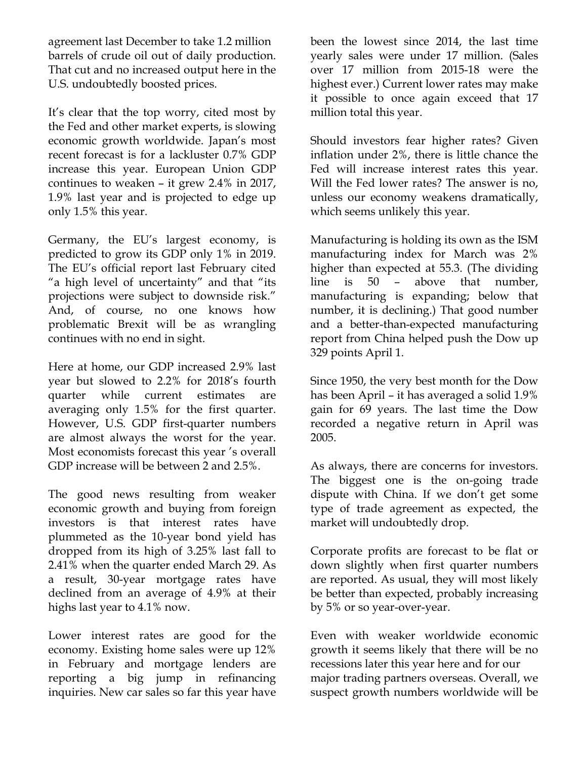agreement last December to take 1.2 million barrels of crude oil out of daily production. That cut and no increased output here in the U.S. undoubtedly boosted prices.

It's clear that the top worry, cited most by the Fed and other market experts, is slowing economic growth worldwide. Japan's most recent forecast is for a lackluster 0.7% GDP increase this year. European Union GDP continues to weaken – it grew 2.4% in 2017, 1.9% last year and is projected to edge up only 1.5% this year.

Germany, the EU's largest economy, is predicted to grow its GDP only 1% in 2019. The EU's official report last February cited "a high level of uncertainty" and that "its projections were subject to downside risk." And, of course, no one knows how problematic Brexit will be as wrangling continues with no end in sight.

Here at home, our GDP increased 2.9% last year but slowed to 2.2% for 2018's fourth quarter while current estimates are averaging only 1.5% for the first quarter. However, U.S. GDP first-quarter numbers are almost always the worst for the year. Most economists forecast this year 's overall GDP increase will be between 2 and 2.5%.

The good news resulting from weaker economic growth and buying from foreign investors is that interest rates have plummeted as the 10-year bond yield has dropped from its high of 3.25% last fall to 2.41% when the quarter ended March 29. As a result, 30-year mortgage rates have declined from an average of 4.9% at their highs last year to 4.1% now.

Lower interest rates are good for the economy. Existing home sales were up 12% in February and mortgage lenders are reporting a big jump in refinancing inquiries. New car sales so far this year have been the lowest since 2014, the last time yearly sales were under 17 million. (Sales over 17 million from 2015-18 were the highest ever.) Current lower rates may make it possible to once again exceed that 17 million total this year.

Should investors fear higher rates? Given inflation under 2%, there is little chance the Fed will increase interest rates this year. Will the Fed lower rates? The answer is no, unless our economy weakens dramatically, which seems unlikely this year.

Manufacturing is holding its own as the ISM manufacturing index for March was 2% higher than expected at 55.3. (The dividing line is 50 – above that number, manufacturing is expanding; below that number, it is declining.) That good number and a better-than-expected manufacturing report from China helped push the Dow up 329 points April 1.

Since 1950, the very best month for the Dow has been April – it has averaged a solid 1.9% gain for 69 years. The last time the Dow recorded a negative return in April was 2005.

As always, there are concerns for investors. The biggest one is the on-going trade dispute with China. If we don't get some type of trade agreement as expected, the market will undoubtedly drop.

Corporate profits are forecast to be flat or down slightly when first quarter numbers are reported. As usual, they will most likely be better than expected, probably increasing by 5% or so year-over-year.

Even with weaker worldwide economic growth it seems likely that there will be no recessions later this year here and for our major trading partners overseas. Overall, we suspect growth numbers worldwide will be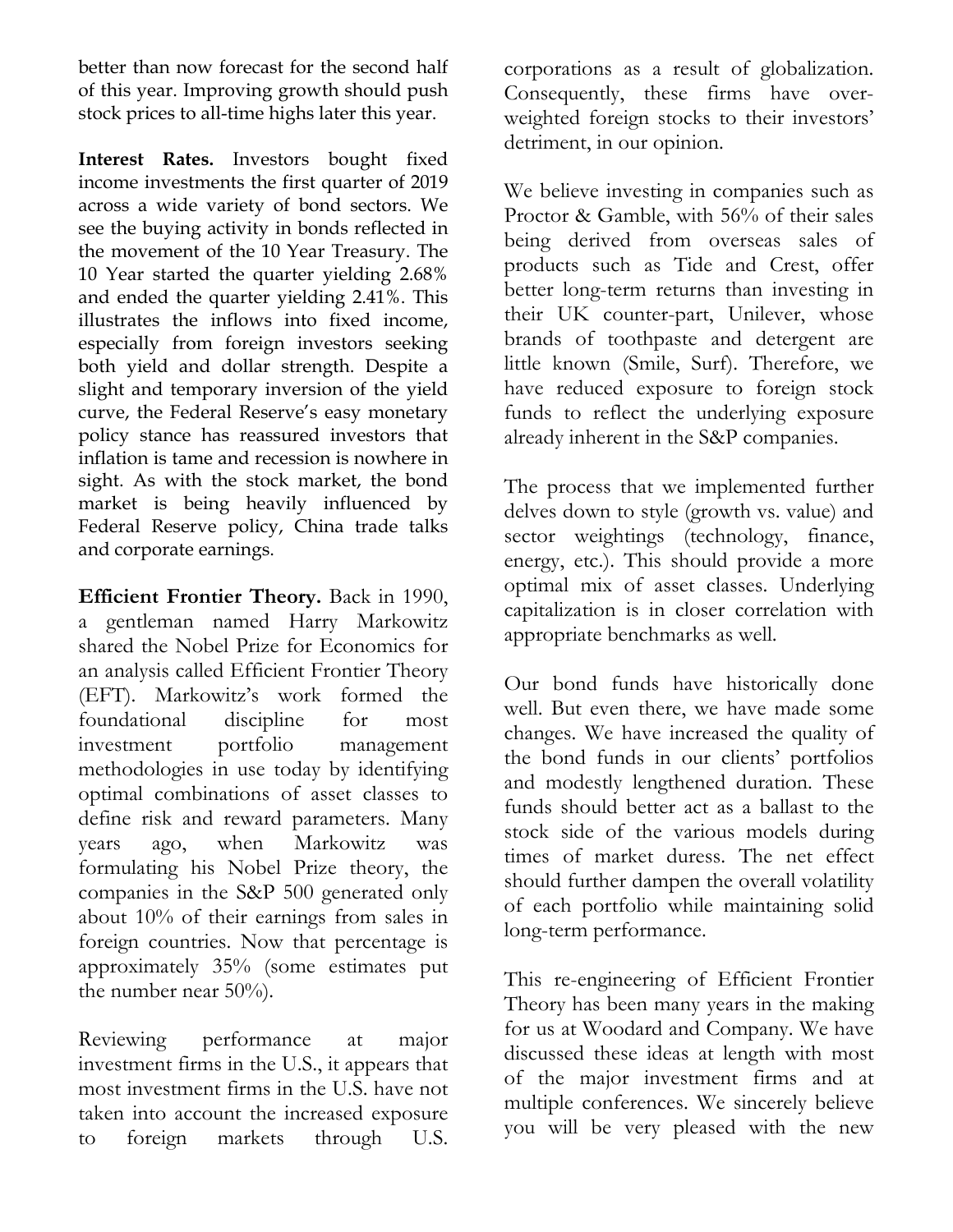better than now forecast for the second half of this year. Improving growth should push stock prices to all-time highs later this year.

**Interest Rates.** Investors bought fixed income investments the first quarter of 2019 across a wide variety of bond sectors. We see the buying activity in bonds reflected in the movement of the 10 Year Treasury. The 10 Year started the quarter yielding 2.68% and ended the quarter yielding 2.41%. This illustrates the inflows into fixed income, especially from foreign investors seeking both yield and dollar strength. Despite a slight and temporary inversion of the yield curve, the Federal Reserve's easy monetary policy stance has reassured investors that inflation is tame and recession is nowhere in sight. As with the stock market, the bond market is being heavily influenced by Federal Reserve policy, China trade talks and corporate earnings.

**Efficient Frontier Theory.** Back in 1990, a gentleman named Harry Markowitz shared the Nobel Prize for Economics for an analysis called Efficient Frontier Theory (EFT). Markowitz's work formed the foundational discipline for most investment portfolio management methodologies in use today by identifying optimal combinations of asset classes to define risk and reward parameters. Many years ago, when Markowitz was formulating his Nobel Prize theory, the companies in the S&P 500 generated only about 10% of their earnings from sales in foreign countries. Now that percentage is approximately 35% (some estimates put the number near 50%).

Reviewing performance at major investment firms in the U.S., it appears that most investment firms in the U.S. have not taken into account the increased exposure to foreign markets through U.S. corporations as a result of globalization. Consequently, these firms have over-weighted foreign stocks to their investors' detriment, in our opinion.

We believe investing in companies such as Proctor & Gamble, with 56% of their sales being derived from overseas sales of products such as Tide and Crest, offer better long-term returns than investing in their UK counter-part, Unilever, whose brands of toothpaste and detergent are little known (Smile, Surf). Therefore, we have reduced exposure to foreign stock funds to reflect the underlying exposure already inherent in the S&P companies.

The process that we implemented further delves down to style (growth vs. value) and sector weightings (technology, finance, energy, etc.). This should provide a more optimal mix of asset classes. Underlying capitalization is in closer correlation with appropriate benchmarks as well.

Our bond funds have historically done well. But even there, we have made some changes. We have increased the quality of the bond funds in our clients' portfolios and modestly lengthened duration. These funds should better act as a ballast to the stock side of the various models during times of market duress. The net effect should further dampen the overall volatility of each portfolio while maintaining solid long-term performance.

This re-engineering of Efficient Frontier Theory has been many years in the making for us at Woodard and Company. We have discussed these ideas at length with most of the major investment firms and at multiple conferences. We sincerely believe you will be very pleased with the new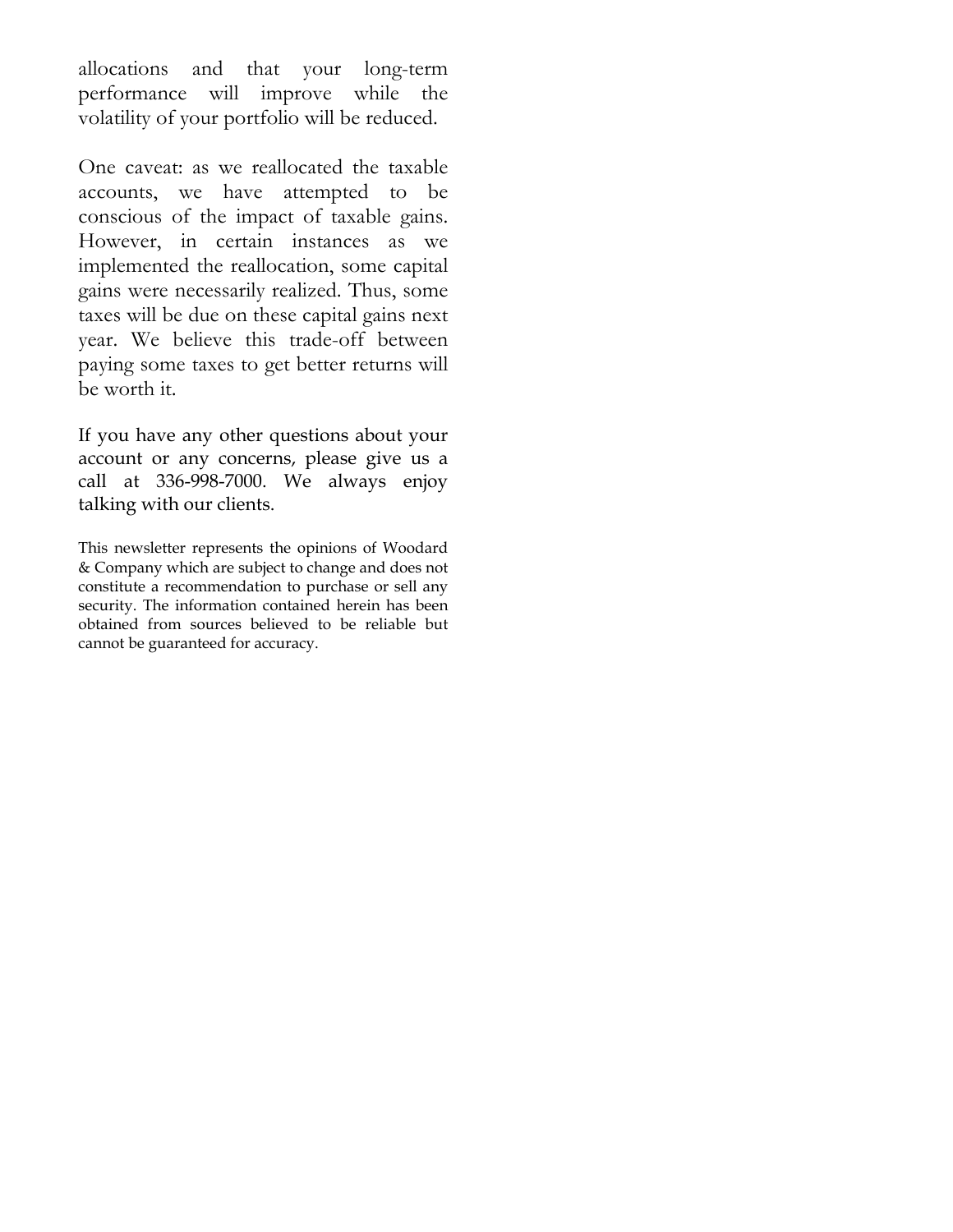allocations and that your long-term performance will improve while the volatility of your portfolio will be reduced.

One caveat: as we reallocated the taxable accounts, we have attempted to be conscious of the impact of taxable gains. However, in certain instances as we implemented the reallocation, some capital gains were necessarily realized. Thus, some taxes will be due on these capital gains next year. We believe this trade-off between paying some taxes to get better returns will be worth it.

If you have any other questions about your account or any concerns, please give us a call at 336-998-7000. We always enjoy talking with our clients.

This newsletter represents the opinions of Woodard & Company which are subject to change and does not constitute a recommendation to purchase or sell any security. The information contained herein has been obtained from sources believed to be reliable but cannot be guaranteed for accuracy.